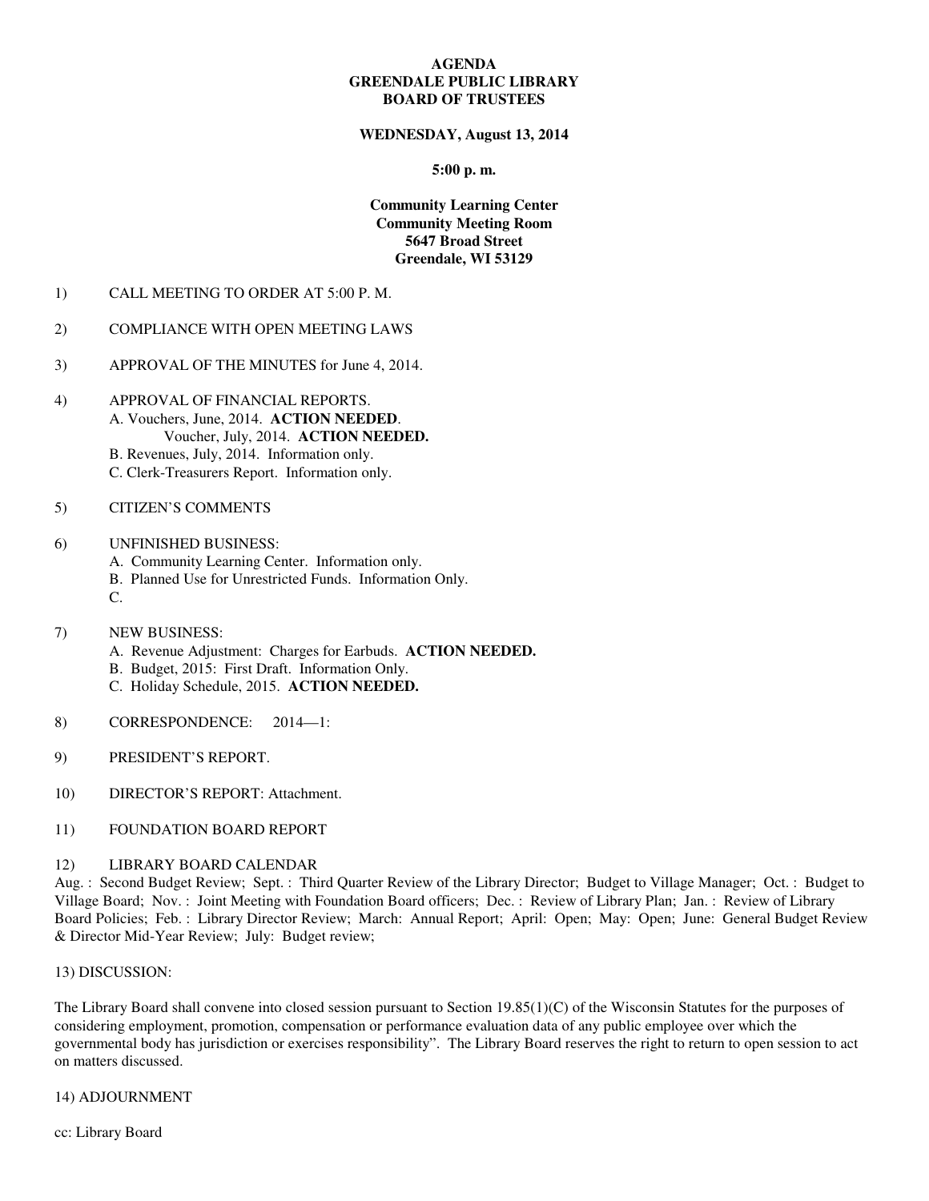**AGENDA**
**GREENDALE PUBLIC LIBRARY**
**BOARD OF TRUSTEES**

**WEDNESDAY, August 13, 2014**

**5:00 p. m.**

**Community Learning Center**
**Community Meeting Room**
**5647 Broad Street**
**Greendale, WI 53129**

1) CALL MEETING TO ORDER AT 5:00 P. M.

2) COMPLIANCE WITH OPEN MEETING LAWS

3) APPROVAL OF THE MINUTES for June 4, 2014.

4) APPROVAL OF FINANCIAL REPORTS.
   A. Vouchers, June, 2014. **ACTION NEEDED**.
      Voucher, July, 2014. **ACTION NEEDED.**
   B. Revenues, July, 2014. Information only.
   C. Clerk-Treasurers Report. Information only.

5) CITIZEN'S COMMENTS

6) UNFINISHED BUSINESS:
   A. Community Learning Center. Information only.
   B. Planned Use for Unrestricted Funds. Information Only.
   C.

7) NEW BUSINESS:
   A. Revenue Adjustment: Charges for Earbuds. **ACTION NEEDED.**
   B. Budget, 2015: First Draft. Information Only.
   C. Holiday Schedule, 2015. **ACTION NEEDED.**

8) CORRESPONDENCE: 2014—1:

9) PRESIDENT'S REPORT.

10) DIRECTOR'S REPORT: Attachment.

11) FOUNDATION BOARD REPORT

12) LIBRARY BOARD CALENDAR

Aug. : Second Budget Review; Sept. : Third Quarter Review of the Library Director; Budget to Village Manager; Oct. : Budget to Village Board; Nov. : Joint Meeting with Foundation Board officers; Dec. : Review of Library Plan; Jan. : Review of Library Board Policies; Feb. : Library Director Review; March: Annual Report; April: Open; May: Open; June: General Budget Review & Director Mid-Year Review; July: Budget review;

13) DISCUSSION:

The Library Board shall convene into closed session pursuant to Section 19.85(1)(C) of the Wisconsin Statutes for the purposes of considering employment, promotion, compensation or performance evaluation data of any public employee over which the governmental body has jurisdiction or exercises responsibility". The Library Board reserves the right to return to open session to act on matters discussed.

14) ADJOURNMENT

cc: Library Board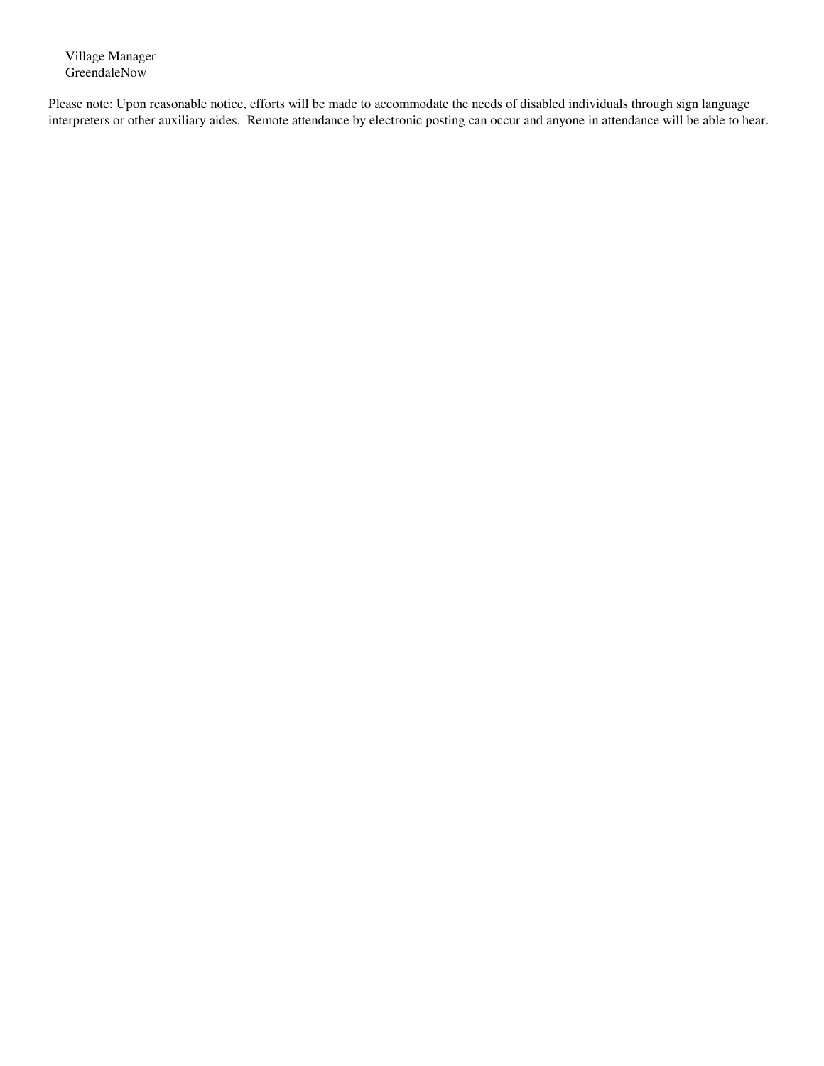Village Manager
GreendaleNow

Please note: Upon reasonable notice, efforts will be made to accommodate the needs of disabled individuals through sign language interpreters or other auxiliary aides.  Remote attendance by electronic posting can occur and anyone in attendance will be able to hear.